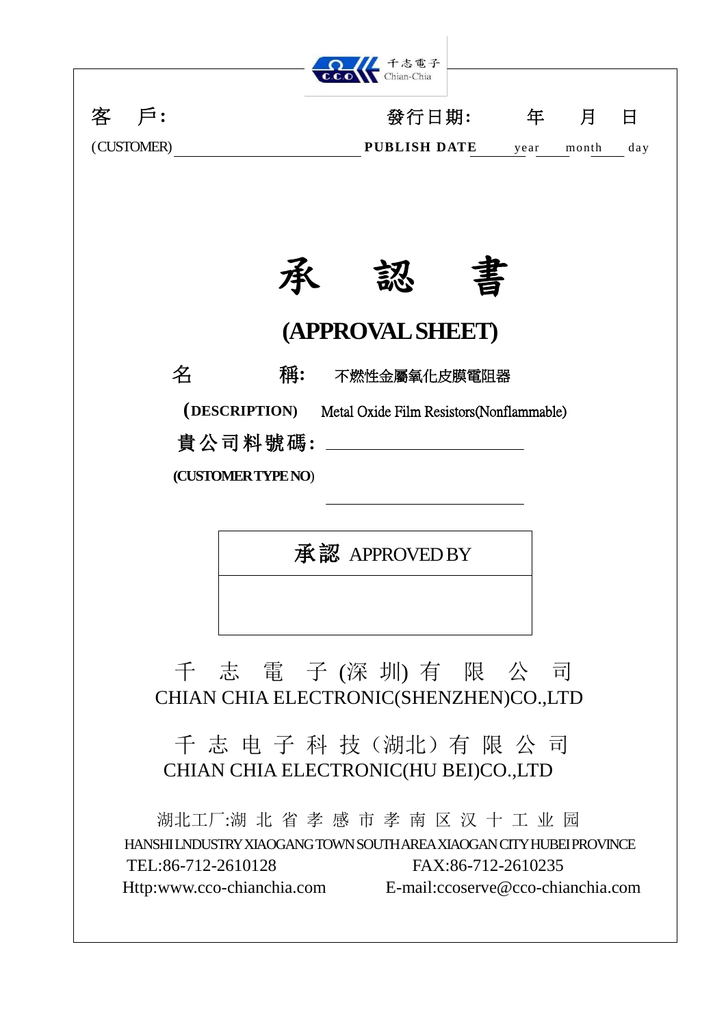千志電子 Chian-Chia

客　戶: (CUSTOMER) ______________________

發行日期:　　年　　月　　日
PUBLISH DATE ______ year ______ month ______ day

# 承　認　書

# (APPROVAL SHEET)

名　　　稱:　不燃性金屬氧化皮膜電阻器

(DESCRIPTION)　Metal Oxide Film Resistors(Nonflammable)

貴公司料號碼: ______________________

(CUSTOMER TYPE NO) ______________________

| 承認 APPROVED BY |
| --- |
| |

千　志　電　子 (深 圳) 有　限　公　司
CHIAN CHIA ELECTRONIC(SHENZHEN)CO.,LTD

千 志 电 子 科 技（湖北）有 限 公 司
CHIAN CHIA ELECTRONIC(HU BEI)CO.,LTD

湖北工厂:湖 北 省 孝 感 市 孝 南 区 汉 十 工 业 园
HANSHI LNDUSTRY XIAOGANG TOWN SOUTH AREA XIAOGAN CITY HUBEI PROVINCE
TEL:86-712-2610128　　　　FAX:86-712-2610235
Http:www.cco-chianchia.com　　　　E-mail:ccoserve@cco-chianchia.com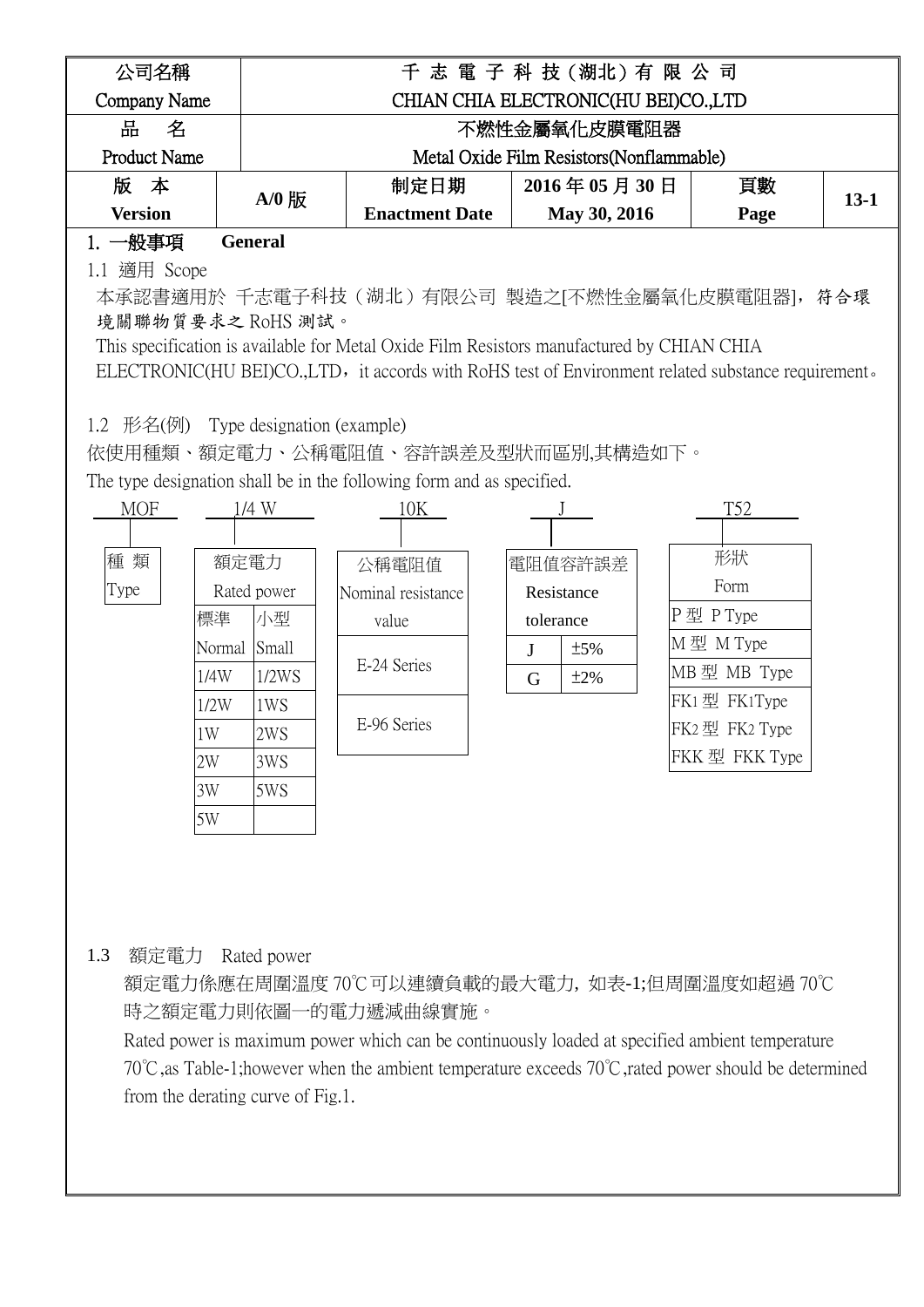| 公司名稱<br>Company Name | 千志電子科技(湖北)有限公司<br>CHIAN CHIA ELECTRONIC(HU BEI)CO.,LTD | | | | |
|---|---|---|---|---|---|
| 品　名<br>Product Name | 不燃性金屬氧化皮膜電阻器<br>Metal Oxide Film Resistors(Nonflammable) | | | | |
| **版　本<br>Version** | **A/0 版** | **制定日期<br>Enactment Date** | **2016 年 05 月 30 日<br>May 30, 2016** | **頁數<br>Page** | **13-1** |

## 1. 一般事項　General

### 1.1 適用 Scope

本承認書適用於 千志電子科技（湖北）有限公司 製造之[不燃性金屬氧化皮膜電阻器]，符合環境關聯物質要求之 RoHS 測試。

This specification is available for Metal Oxide Film Resistors manufactured by CHIAN CHIA ELECTRONIC(HU BEI)CO.,LTD，it accords with RoHS test of Environment related substance requirement。

### 1.2 形名(例)　Type designation (example)

依使用種類、額定電力、公稱電阻值、容許誤差及型狀而區別,其構造如下。

The type designation shall be in the following form and as specified.

MOF　　1/4 W　　10K　　J　　T52

| 種類<br>Type |
|---|

| 額定電力<br>Rated power | |
|---|---|
| 標準<br>Normal | 小型<br>Small |
| 1/4W | 1/2WS |
| 1/2W | 1WS |
| 1W | 2WS |
| 2W | 3WS |
| 3W | 5WS |
| 5W | |

| 公稱電阻值<br>Nominal resistance value |
|---|
| E-24 Series |
| E-96 Series |

| 電阻值容許誤差<br>Resistance tolerance | |
|---|---|
| J | ±5% |
| G | ±2% |

| 形狀<br>Form |
|---|
| P 型 P Type |
| M 型 M Type |
| MB 型 MB Type |
| FK1 型 FK1Type |
| FK2 型 FK2 Type |
| FKK 型 FKK Type |

### 1.3 額定電力　Rated power

額定電力係應在周圍溫度 70℃可以連續負載的最大電力，如表-1;但周圍溫度如超過 70℃時之額定電力則依圖一的電力遞減曲線實施。

Rated power is maximum power which can be continuously loaded at specified ambient temperature 70℃,as Table-1;however when the ambient temperature exceeds 70℃,rated power should be determined from the derating curve of Fig.1.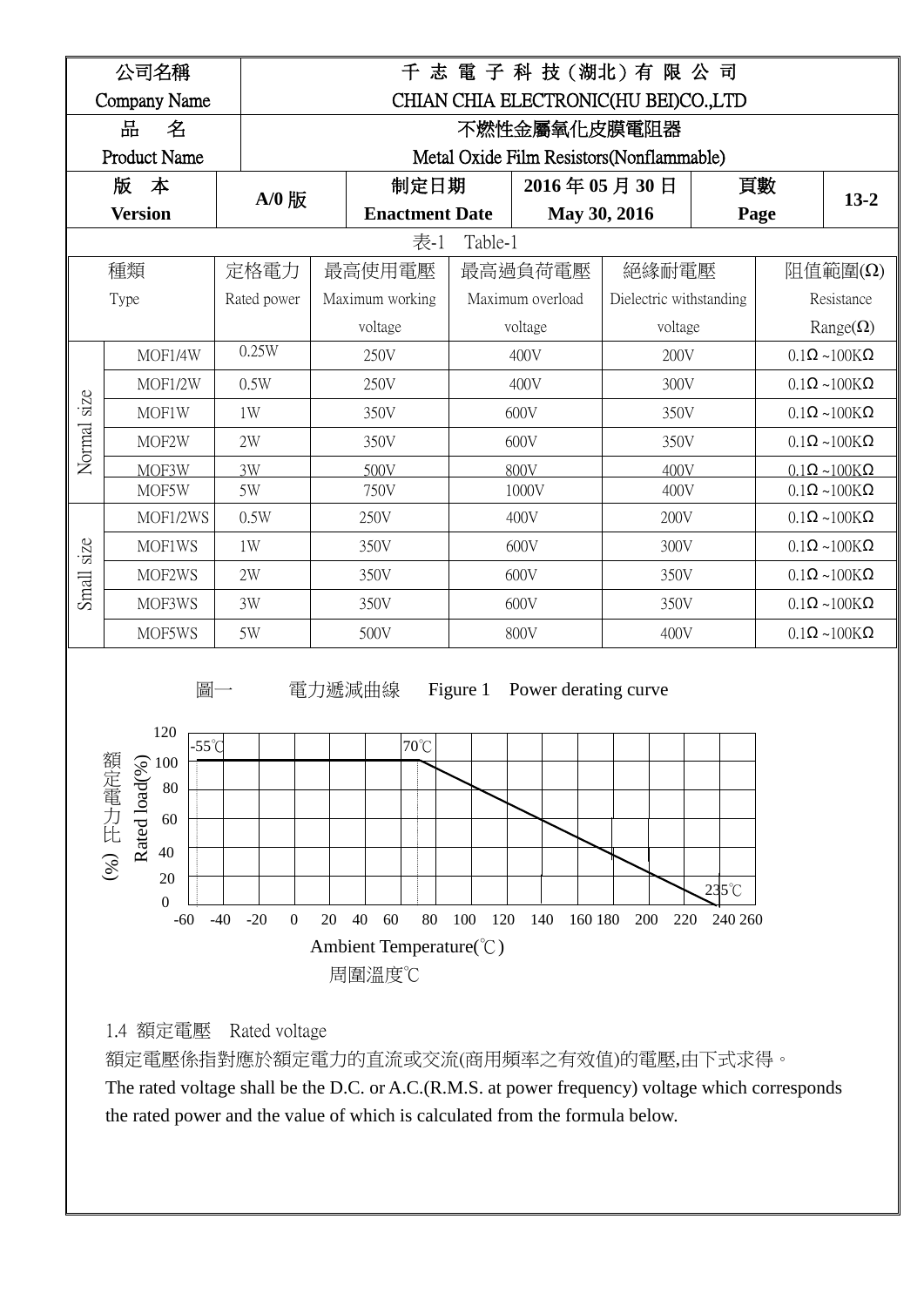| 公司名稱 Company Name | 千 志 電 子 科 技 (湖北) 有 限 公 司 CHIAN CHIA ELECTRONIC(HU BEI)CO.,LTD | | | | |
|---|---|---|---|---|---|
| 品　名 Product Name | 不燃性金屬氧化皮膜電阻器 Metal Oxide Film Resistors(Nonflammable) | | | | |
| **版　本 Version** | **A/0 版** | **制定日期 Enactment Date** | **2016 年 05 月 30 日 May 30, 2016** | **頁數 Page** | **13-2** |

表-1　Table-1

| | 種類 Type | 定格電力 Rated power | 最高使用電壓 Maximum working voltage | 最高過負荷電壓 Maximum overload voltage | 絕緣耐電壓 Dielectric withstanding voltage | 阻值範圍(Ω) Resistance Range(Ω) |
|---|---|---|---|---|---|---|
| Normal size | MOF1/4W | 0.25W | 250V | 400V | 200V | 0.1Ω ~100KΩ |
| | MOF1/2W | 0.5W | 250V | 400V | 300V | 0.1Ω ~100KΩ |
| | MOF1W | 1W | 350V | 600V | 350V | 0.1Ω ~100KΩ |
| | MOF2W | 2W | 350V | 600V | 350V | 0.1Ω ~100KΩ |
| | MOF3W | 3W | 500V | 800V | 400V | 0.1Ω ~100KΩ |
| | MOF5W | 5W | 750V | 1000V | 400V | 0.1Ω ~100KΩ |
| Small size | MOF1/2WS | 0.5W | 250V | 400V | 200V | 0.1Ω ~100KΩ |
| | MOF1WS | 1W | 350V | 600V | 300V | 0.1Ω ~100KΩ |
| | MOF2WS | 2W | 350V | 600V | 350V | 0.1Ω ~100KΩ |
| | MOF3WS | 3W | 350V | 600V | 350V | 0.1Ω ~100KΩ |
| | MOF5WS | 5W | 500V | 800V | 400V | 0.1Ω ~100KΩ |

圖一　　電力遞減曲線　 Figure 1　Power derating curve

(Chart: 額定電力比 (%) Rated load(%) vs. Ambient Temperature(℃) 周圍溫度℃; 100% from -55℃ to 70℃, decreasing linearly to 0% at 235℃)

1.4 額定電壓　Rated voltage

額定電壓係指對應於額定電力的直流或交流(商用頻率之有效值)的電壓,由下式求得。

The rated voltage shall be the D.C. or A.C.(R.M.S. at power frequency) voltage which corresponds the rated power and the value of which is calculated from the formula below.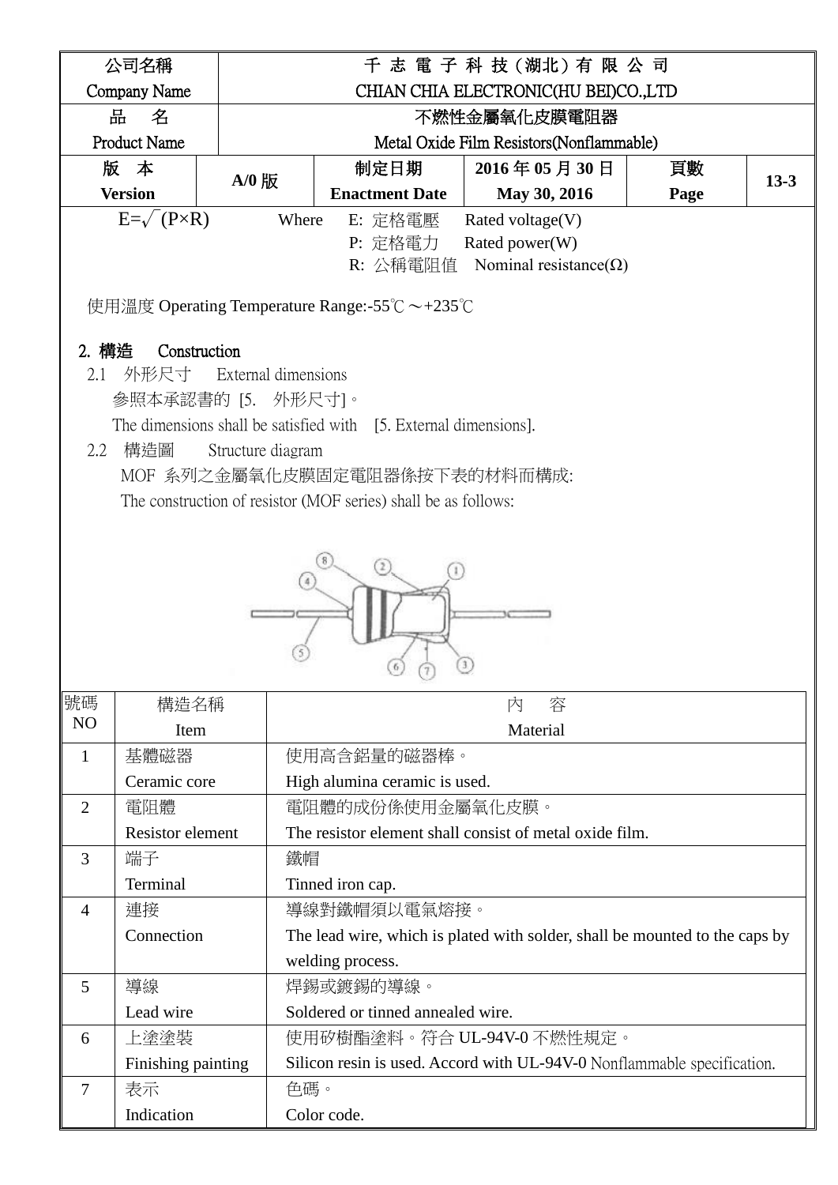| 公司名稱<br>Company Name | 千 志 電 子 科 技 (湖北) 有 限 公 司<br>CHIAN CHIA ELECTRONIC(HU BEI)CO.,LTD | | | | |
|---|---|---|---|---|---|
| 品 名<br>Product Name | 不燃性金屬氧化皮膜電阻器<br>Metal Oxide Film Resistors(Nonflammable) | | | | |
| 版 本<br>**Version** | A/0 版 | 制定日期<br>**Enactment Date** | 2016 年 05 月 30 日<br>**May 30, 2016** | 頁數<br>**Page** | 13-3 |

$E=\sqrt{(P\times R)}$ Where E: 定格電壓 Rated voltage(V)

P: 定格電力 Rated power(W)

R: 公稱電阻值 Nominal resistance(Ω)

使用溫度 Operating Temperature Range:-55℃～+235℃

## 2. 構造 Construction

2.1 外形尺寸 External dimensions

參照本承認書的 [5. 外形尺寸]。

The dimensions shall be satisfied with [5. External dimensions].

2.2 構造圖 Structure diagram

MOF 系列之金屬氧化皮膜固定電阻器係按下表的材料而構成:

The construction of resistor (MOF series) shall be as follows:

| 號碼<br>NO | 構造名稱<br>Item | 內 容<br>Material |
|---|---|---|
| 1 | 基體磁器<br>Ceramic core | 使用高含鋁量的磁器棒。<br>High alumina ceramic is used. |
| 2 | 電阻體<br>Resistor element | 電阻體的成份係使用金屬氧化皮膜。<br>The resistor element shall consist of metal oxide film. |
| 3 | 端子<br>Terminal | 鐵帽<br>Tinned iron cap. |
| 4 | 連接<br>Connection | 導線對鐵帽須以電氣熔接。<br>The lead wire, which is plated with solder, shall be mounted to the caps by welding process. |
| 5 | 導線<br>Lead wire | 焊錫或鍍錫的導線。<br>Soldered or tinned annealed wire. |
| 6 | 上塗塗裝<br>Finishing painting | 使用矽樹酯塗料。符合 UL-94V-0 不燃性規定。<br>Silicon resin is used. Accord with UL-94V-0 Nonflammable specification. |
| 7 | 表示<br>Indication | 色碼。<br>Color code. |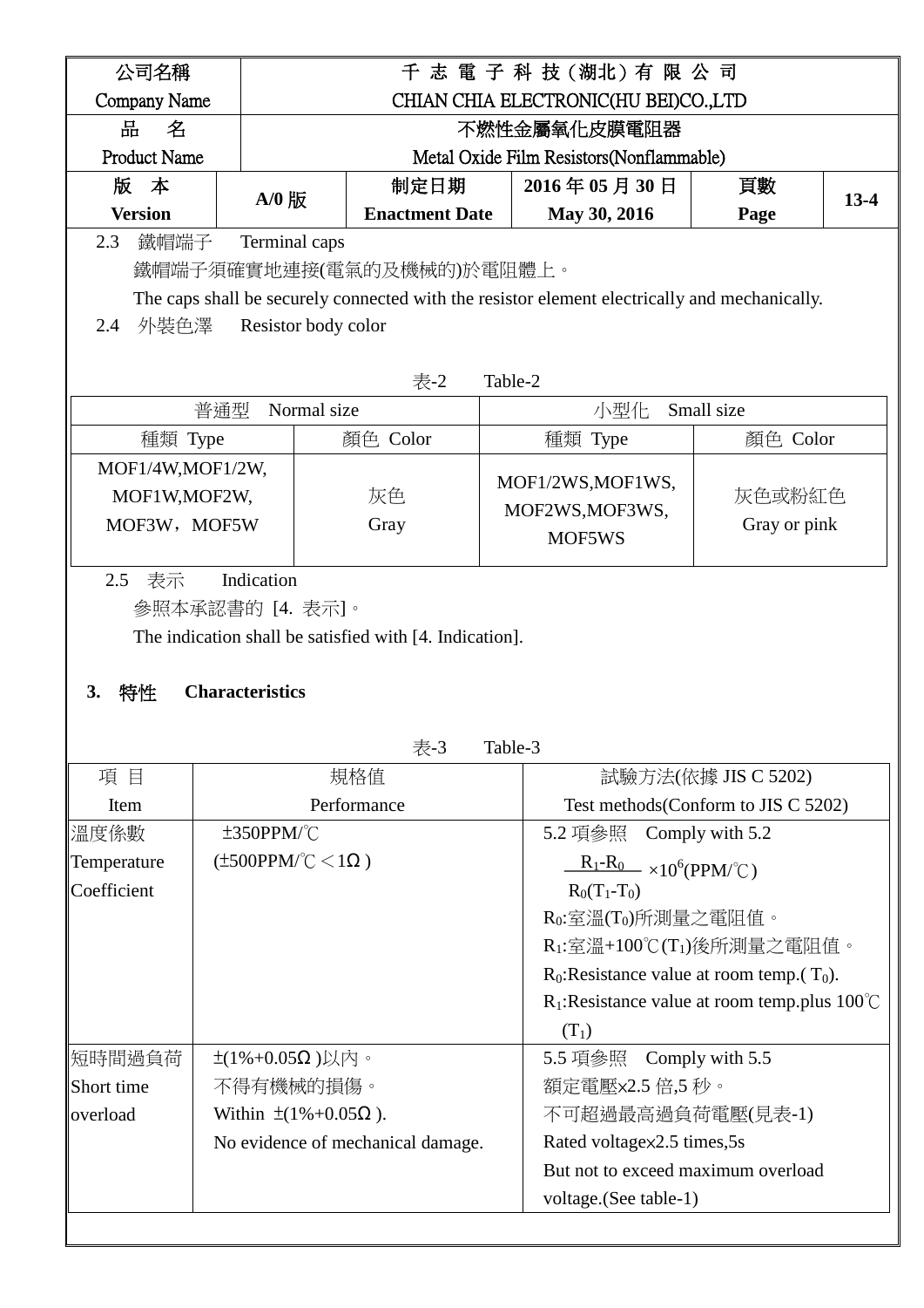| 公司名稱 Company Name | 千 志 電 子 科 技 (湖北) 有 限 公 司 CHIAN CHIA ELECTRONIC(HU BEI)CO.,LTD | | | | |
|---|---|---|---|---|---|
| 品 名 Product Name | 不燃性金屬氧化皮膜電阻器 Metal Oxide Film Resistors(Nonflammable) | | | | |
| 版 本 Version | A/0 版 | 制定日期 Enactment Date | 2016 年 05 月 30 日 May 30, 2016 | 頁數 Page | 13-4 |

2.3 鐵帽端子 Terminal caps

鐵帽端子須確實地連接(電氣的及機械的)於電阻體上。

The caps shall be securely connected with the resistor element electrically and mechanically.

2.4 外裝色澤 Resistor body color

表-2 Table-2

| 普通型 Normal size | | 小型化 Small size | |
|---|---|---|---|
| 種類 Type | 顏色 Color | 種類 Type | 顏色 Color |
| MOF1/4W,MOF1/2W, MOF1W,MOF2W, MOF3W，MOF5W | 灰色 Gray | MOF1/2WS,MOF1WS, MOF2WS,MOF3WS, MOF5WS | 灰色或粉紅色 Gray or pink |

2.5 表示 Indication

參照本承認書的 [4. 表示]。

The indication shall be satisfied with [4. Indication].

## 3. 特性 Characteristics

表-3 Table-3

| 項 目 Item | 規格值 Performance | 試驗方法(依據 JIS C 5202) Test methods(Conform to JIS C 5202) |
|---|---|---|
| 溫度係數 Temperature Coefficient | ±350PPM/℃ (±500PPM/℃ <1Ω ) | 5.2 項參照 Comply with 5.2<br>$\frac{R_1-R_0}{R_0(T_1-T_0)} \times 10^6$(PPM/℃)<br>$R_0$:室溫($T_0$)所測量之電阻值。<br>$R_1$:室溫+100℃($T_1$)後所測量之電阻值。<br>$R_0$:Resistance value at room temp.( $T_0$).<br>$R_1$:Resistance value at room temp.plus 100℃ ($T_1$) |
| 短時間過負荷 Short time overload | ±(1%+0.05Ω )以內。<br>不得有機械的損傷。<br>Within ±(1%+0.05Ω ).<br>No evidence of mechanical damage. | 5.5 項參照 Comply with 5.5<br>額定電壓×2.5 倍,5 秒。<br>不可超過最高過負荷電壓(見表-1)<br>Rated voltage×2.5 times,5s<br>But not to exceed maximum overload voltage.(See table-1) |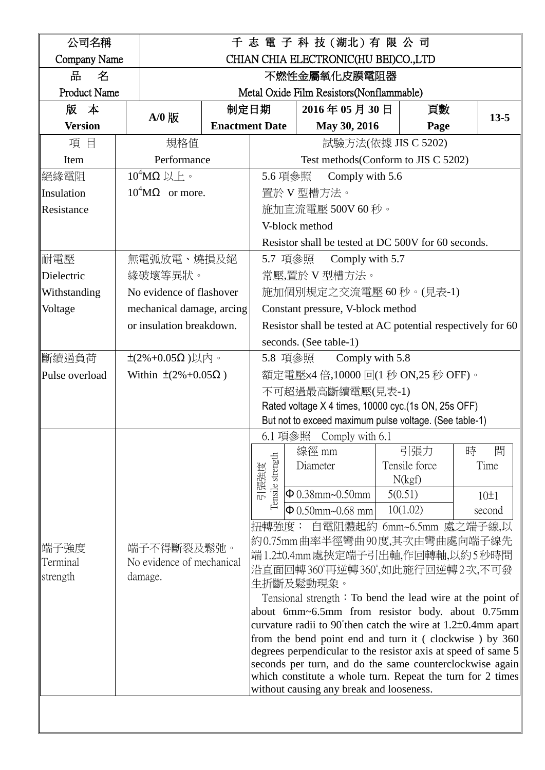| 公司名稱 Company Name | 千志電子科技(湖北)有限公司 CHIAN CHIA ELECTRONIC(HU BEI)CO.,LTD | | | | |
|---|---|---|---|---|---|
| 品　名 Product Name | 不燃性金屬氧化皮膜電阻器 Metal Oxide Film Resistors(Nonflammable) | | | | |
| **版　本 Version** | **A/0 版** | **制定日期 Enactment Date** | **2016 年 05 月 30 日 May 30, 2016** | **頁數 Page** | **13-5** |

| 項 目 Item | 規格值 Performance | 試驗方法(依據 JIS C 5202) Test methods(Conform to JIS C 5202) |
|---|---|---|
| 絕緣電阻 Insulation Resistance | $10^4$MΩ 以上。 $10^4$MΩ　or more. | 5.6 項參照　Comply with 5.6<br>置於 V 型槽方法。<br>施加直流電壓 500V 60 秒。<br>V-block method<br>Resistor shall be tested at DC 500V for 60 seconds. |
| 耐電壓 Dielectric Withstanding Voltage | 無電弧放電、燒損及絕緣破壞等異狀。 No evidence of flashover mechanical damage, arcing or insulation breakdown. | 5.7 項參照　Comply with 5.7<br>常壓,置於 V 型槽方法。<br>施加個別規定之交流電壓 60 秒。(見表-1)<br>Constant pressure, V-block method<br>Resistor shall be tested at AC potential respectively for 60 seconds. (See table-1) |
| 斷續過負荷 Pulse overload | ±(2%+0.05Ω )以內。 Within ±(2%+0.05Ω ) | 5.8 項參照　Comply with 5.8<br>額定電壓x4 倍,10000 回(1 秒 ON,25 秒 OFF)。<br>不可超過最高斷續電壓(見表-1)<br>Rated voltage X 4 times, 10000 cyc.(1s ON, 25s OFF)<br>But not to exceed maximum pulse voltage. (See table-1) |
| 端子強度 Terminal strength | 端子不得斷裂及鬆弛。 No evidence of mechanical damage. | 6.1 項參照　Comply with 6.1<br>引張強度 Tensile strength:<br>線徑 mm Diameter / 引張力 Tensile force N(kgf) / 時間 Time<br>Φ 0.38mm~0.50mm / 5(0.51) / 10±1 second<br>Φ 0.50mm~0.68 mm / 10(1.02) / 10±1 second<br>扭轉強度：自電阻體起約 6mm~6.5mm 處之端子線,以約0.75mm曲率半徑彎曲90度,其次由彎曲處向端子線先端1.2±0.4mm處挾定端子引出軸,作回轉軸,以約5秒時間沿直面回轉360°再逆轉360°,如此施行回逆轉2次,不可發生折斷及鬆動現象。<br>Tensional strength：To bend the lead wire at the point of about 6mm~6.5mm from resistor body. about 0.75mm curvature radii to 90°then catch the wire at 1.2±0.4mm apart from the bend point end and turn it ( clockwise ) by 360 degrees perpendicular to the resistor axis at speed of same 5 seconds per turn, and do the same counterclockwise again which constitute a whole turn. Repeat the turn for 2 times without causing any break and looseness. |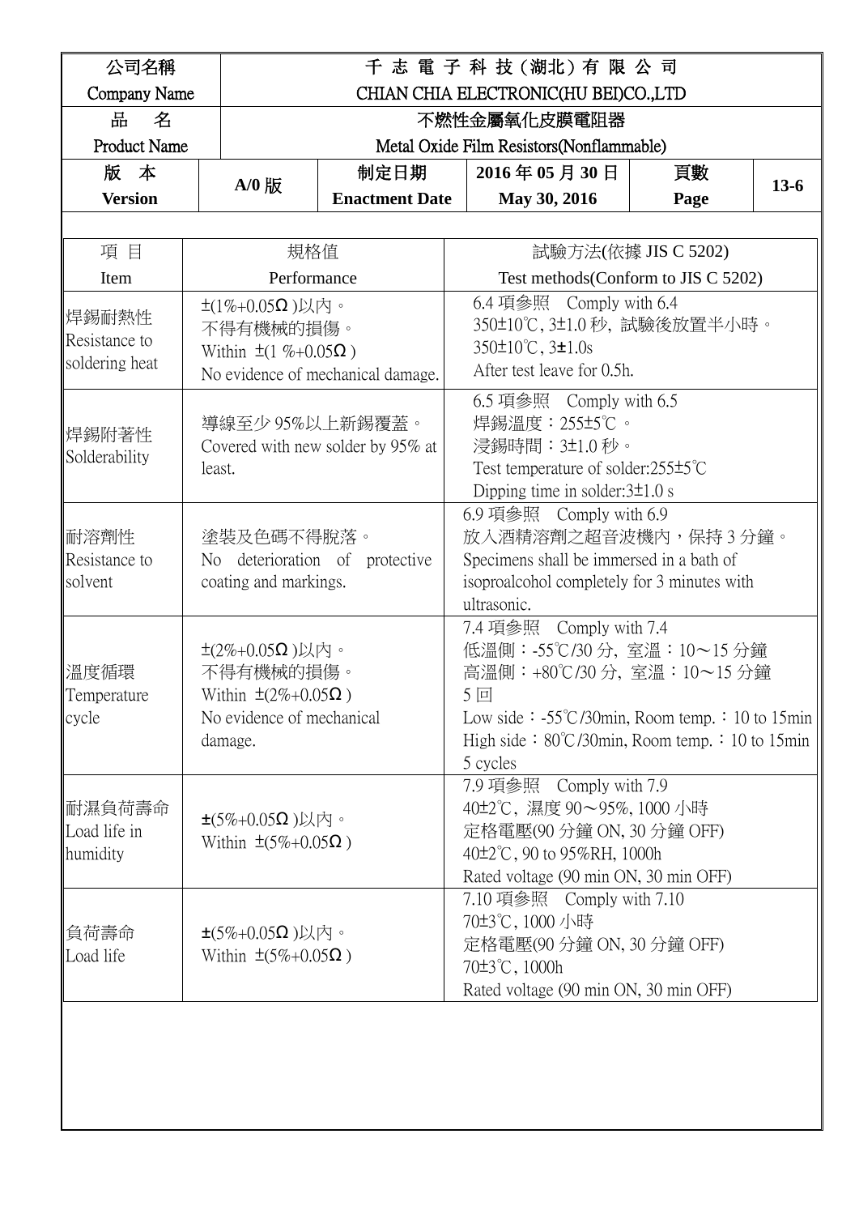| 公司名稱<br>Company Name | 千 志 電 子 科 技 ( 湖北 ) 有 限 公 司<br>CHIAN CHIA ELECTRONIC(HU BEI)CO.,LTD | | | | |
|---|---|---|---|---|---|
| 品　名<br>Product Name | 不燃性金屬氧化皮膜電阻器<br>Metal Oxide Film Resistors(Nonflammable) | | | | |
| **版　本<br>Version** | **A/0 版** | **制定日期<br>Enactment Date** | **2016 年 05 月 30 日<br>May 30, 2016** | **頁數<br>Page** | **13-6** |

| 項 目<br>Item | 規格值<br>Performance | 試驗方法(依據 JIS C 5202)<br>Test methods(Conform to JIS C 5202) |
|---|---|---|
| 焊錫耐熱性<br>Resistance to soldering heat | ±(1%+0.05Ω )以內。<br>不得有機械的損傷。<br>Within ±(1 %+0.05Ω )<br>No evidence of mechanical damage. | 6.4 項参照　Comply with 6.4<br>350±10℃, 3±1.0 秒, 試驗後放置半小時。<br>350±10℃, 3±1.0s<br>After test leave for 0.5h. |
| 焊錫附著性<br>Solderability | 導線至少 95%以上新錫覆蓋。<br>Covered with new solder by 95% at least. | 6.5 項参照　Comply with 6.5<br>焊錫溫度：255±5℃。<br>浸錫時間：3±1.0 秒。<br>Test temperature of solder:255±5℃<br>Dipping time in solder:3±1.0 s |
| 耐溶劑性<br>Resistance to solvent | 塗裝及色碼不得脫落。<br>No deterioration of protective coating and markings. | 6.9 項参照　Comply with 6.9<br>放入酒精溶劑之超音波機內，保持 3 分鐘。<br>Specimens shall be immersed in a bath of isoproalcohol completely for 3 minutes with ultrasonic. |
| 溫度循環<br>Temperature cycle | ±(2%+0.05Ω )以內。<br>不得有機械的損傷。<br>Within ±(2%+0.05Ω )<br>No evidence of mechanical damage. | 7.4 項参照　Comply with 7.4<br>低溫側：-55℃/30 分, 室溫：10～15 分鐘<br>高溫側：+80℃/30 分, 室溫：10～15 分鐘<br>5 回<br>Low side：-55℃/30min, Room temp.：10 to 15min<br>High side：80℃/30min, Room temp.：10 to 15min<br>5 cycles |
| 耐濕負荷壽命<br>Load life in humidity | ±(5%+0.05Ω )以內。<br>Within ±(5%+0.05Ω ) | 7.9 項参照　Comply with 7.9<br>40±2℃, 濕度 90～95%, 1000 小時<br>定格電壓(90 分鐘 ON, 30 分鐘 OFF)<br>40±2℃, 90 to 95%RH, 1000h<br>Rated voltage (90 min ON, 30 min OFF) |
| 負荷壽命<br>Load life | ±(5%+0.05Ω )以內。<br>Within ±(5%+0.05Ω ) | 7.10 項参照　Comply with 7.10<br>70±3℃, 1000 小時<br>定格電壓(90 分鐘 ON, 30 分鐘 OFF)<br>70±3℃, 1000h<br>Rated voltage (90 min ON, 30 min OFF) |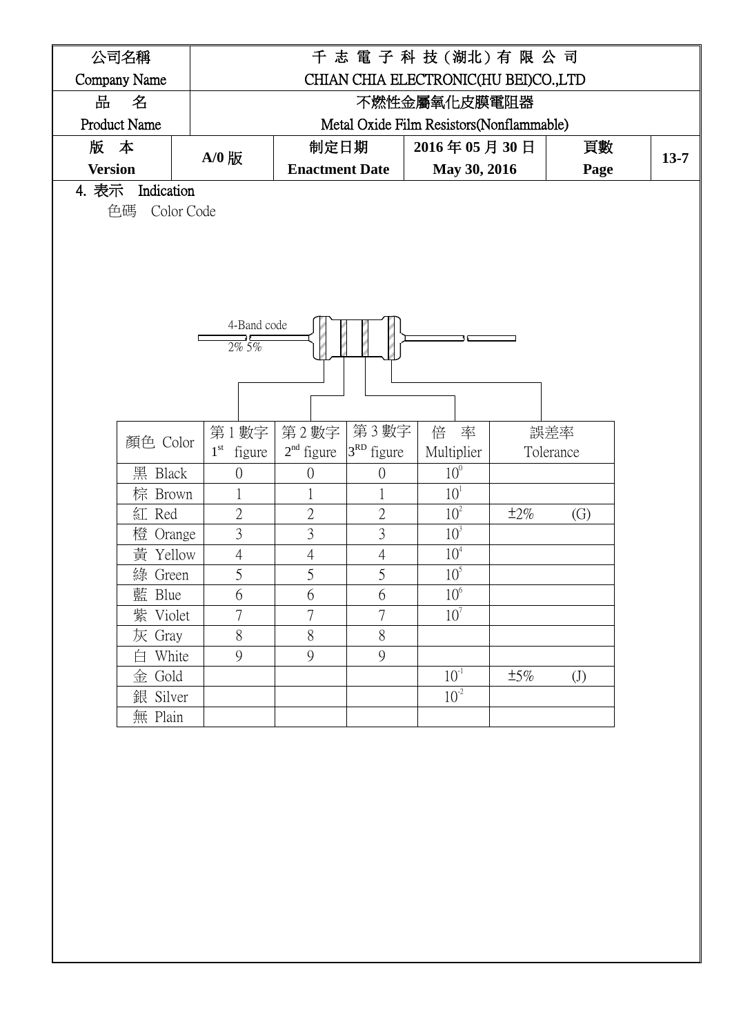| 公司名稱 Company Name | 千 志 電 子 科 技 (湖北) 有 限 公 司 CHIAN CHIA ELECTRONIC(HU BEI)CO.,LTD | | | | |
|---|---|---|---|---|---|
| 品 名 Product Name | 不燃性金屬氧化皮膜電阻器 Metal Oxide Film Resistors(Nonflammable) | | | | |
| 版 本 **Version** | **A/0 版** | **制定日期 Enactment Date** | **2016 年 05 月 30 日 May 30, 2016** | **頁數 Page** | **13-7** |

4. 表示 Indication

色碼 Color Code

4-Band code

2% 5%

| 顏色 Color | 第 1 數字 1st figure | 第 2 數字 2nd figure | 第 3 數字 3RD figure | 倍 率 Multiplier | 誤差率 Tolerance |
|---|---|---|---|---|---|
| 黑 Black | 0 | 0 | 0 | $10^0$ | |
| 棕 Brown | 1 | 1 | 1 | $10^1$ | |
| 紅 Red | 2 | 2 | 2 | $10^2$ | ±2% (G) |
| 橙 Orange | 3 | 3 | 3 | $10^3$ | |
| 黃 Yellow | 4 | 4 | 4 | $10^4$ | |
| 綠 Green | 5 | 5 | 5 | $10^5$ | |
| 藍 Blue | 6 | 6 | 6 | $10^6$ | |
| 紫 Violet | 7 | 7 | 7 | $10^7$ | |
| 灰 Gray | 8 | 8 | 8 | | |
| 白 White | 9 | 9 | 9 | | |
| 金 Gold | | | | $10^{-1}$ | ±5% (J) |
| 銀 Silver | | | | $10^{-2}$ | |
| 無 Plain | | | | | |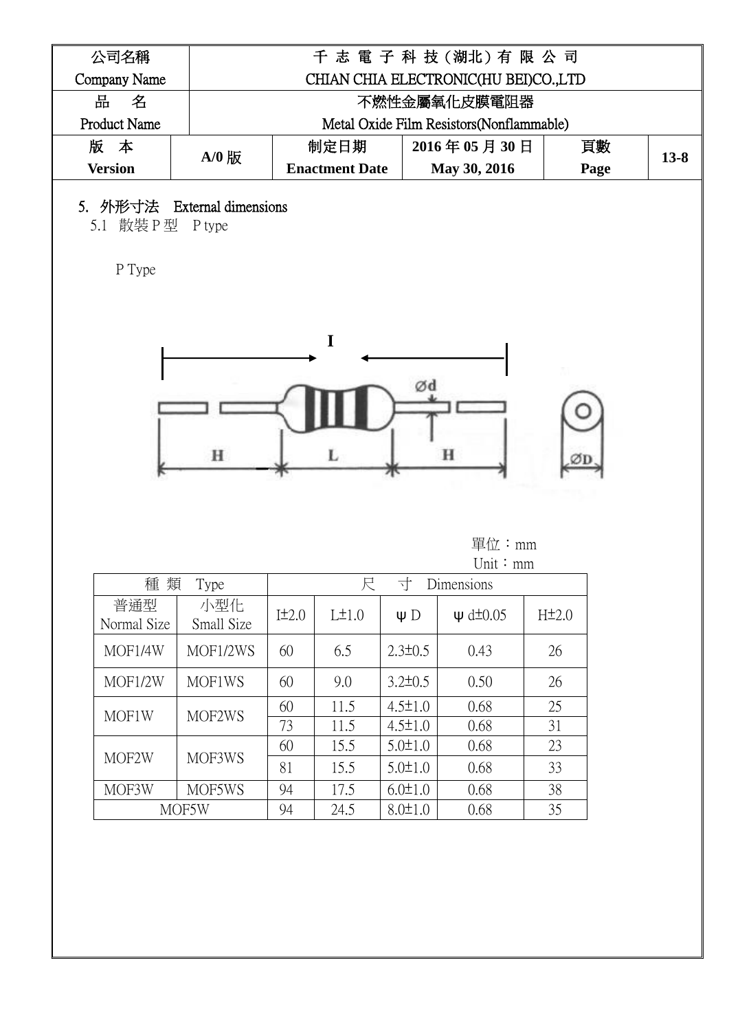| 公司名稱 Company Name | 千 志 電 子 科 技（湖北）有 限 公 司 CHIAN CHIA ELECTRONIC(HU BEI)CO.,LTD | | | | |
|---|---|---|---|---|---|
| 品　名 Product Name | 不燃性金屬氧化皮膜電阻器 Metal Oxide Film Resistors(Nonflammable) | | | | |
| 版　本 **Version** | A/0 版 | 制定日期 **Enactment Date** | 2016 年 05 月 30 日 **May 30, 2016** | 頁數 **Page** | 13-8 |

## 5. 外形寸法　External dimensions

5.1　散裝 P 型　P type

P Type

單位：mm
Unit：mm

| 種 類　Type | | 尺　寸　Dimensions | | | | |
|---|---|---|---|---|---|---|
| 普通型 Normal Size | 小型化 Small Size | I±2.0 | L±1.0 | ψ D | ψ d±0.05 | H±2.0 |
| MOF1/4W | MOF1/2WS | 60 | 6.5 | 2.3±0.5 | 0.43 | 26 |
| MOF1/2W | MOF1WS | 60 | 9.0 | 3.2±0.5 | 0.50 | 26 |
| MOF1W | MOF2WS | 60 | 11.5 | 4.5±1.0 | 0.68 | 25 |
| | | 73 | 11.5 | 4.5±1.0 | 0.68 | 31 |
| MOF2W | MOF3WS | 60 | 15.5 | 5.0±1.0 | 0.68 | 23 |
| | | 81 | 15.5 | 5.0±1.0 | 0.68 | 33 |
| MOF3W | MOF5WS | 94 | 17.5 | 6.0±1.0 | 0.68 | 38 |
| MOF5W | | 94 | 24.5 | 8.0±1.0 | 0.68 | 35 |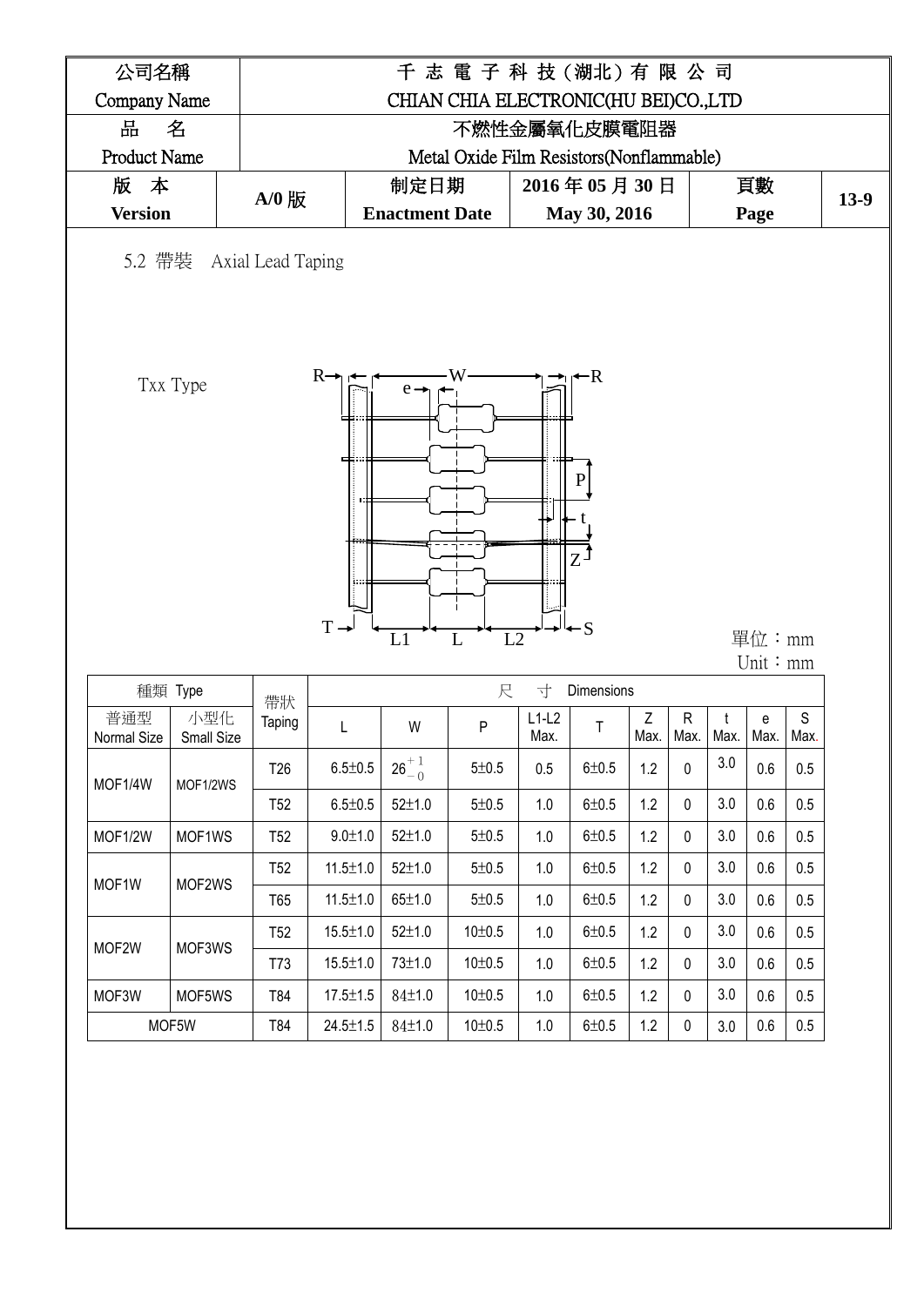| 公司名稱<br>Company Name | 千 志 電 子 科 技（湖北）有 限 公 司<br>CHIAN CHIA ELECTRONIC(HU BEI)CO.,LTD | | | | |
|---|---|---|---|---|---|
| 品　名<br>Product Name | 不燃性金屬氧化皮膜電阻器<br>Metal Oxide Film Resistors(Nonflammable) | | | | |
| 版　本<br>Version | A/0 版 | 制定日期<br>Enactment Date | 2016 年 05 月 30 日<br>May 30, 2016 | 頁數<br>Page | 13-9 |

5.2 帶裝　Axial Lead Taping

Txx Type

R　W　R　e　P　t　Z　T　L1　L　L2　S

單位：mm
Unit：mm

| 種類 Type | | 帶狀 | 尺　寸　Dimensions | | | | | | | | | |
|---|---|---|---|---|---|---|---|---|---|---|---|---|
| 普通型<br>Normal Size | 小型化<br>Small Size | Taping | L | W | P | L1-L2<br>Max. | T | Z<br>Max. | R<br>Max. | t<br>Max. | e<br>Max. | S<br>Max. |
| MOF1/4W | MOF1/2WS | T26 | 6.5±0.5 | $26^{+1}_{-0}$ | 5±0.5 | 0.5 | 6±0.5 | 1.2 | 0 | 3.0 | 0.6 | 0.5 |
| | | T52 | 6.5±0.5 | 52±1.0 | 5±0.5 | 1.0 | 6±0.5 | 1.2 | 0 | 3.0 | 0.6 | 0.5 |
| MOF1/2W | MOF1WS | T52 | 9.0±1.0 | 52±1.0 | 5±0.5 | 1.0 | 6±0.5 | 1.2 | 0 | 3.0 | 0.6 | 0.5 |
| MOF1W | MOF2WS | T52 | 11.5±1.0 | 52±1.0 | 5±0.5 | 1.0 | 6±0.5 | 1.2 | 0 | 3.0 | 0.6 | 0.5 |
| | | T65 | 11.5±1.0 | 65±1.0 | 5±0.5 | 1.0 | 6±0.5 | 1.2 | 0 | 3.0 | 0.6 | 0.5 |
| MOF2W | MOF3WS | T52 | 15.5±1.0 | 52±1.0 | 10±0.5 | 1.0 | 6±0.5 | 1.2 | 0 | 3.0 | 0.6 | 0.5 |
| | | T73 | 15.5±1.0 | 73±1.0 | 10±0.5 | 1.0 | 6±0.5 | 1.2 | 0 | 3.0 | 0.6 | 0.5 |
| MOF3W | MOF5WS | T84 | 17.5±1.5 | 84±1.0 | 10±0.5 | 1.0 | 6±0.5 | 1.2 | 0 | 3.0 | 0.6 | 0.5 |
| MOF5W | | T84 | 24.5±1.5 | 84±1.0 | 10±0.5 | 1.0 | 6±0.5 | 1.2 | 0 | 3.0 | 0.6 | 0.5 |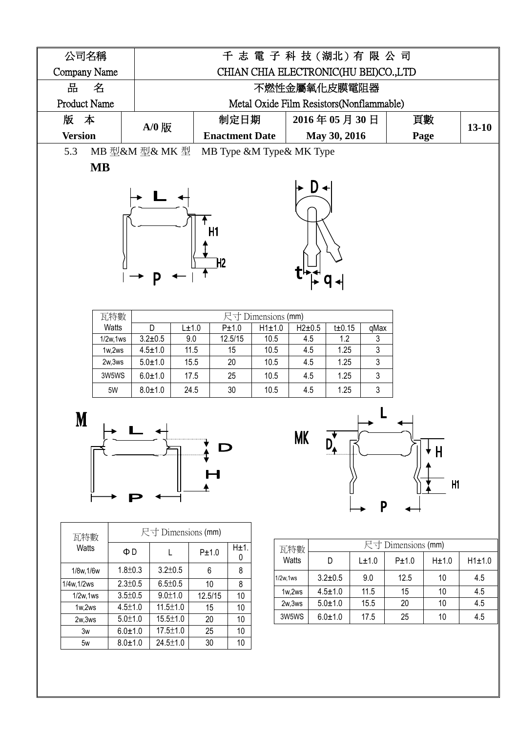| 公司名稱 Company Name | 千 志 電 子 科 技 (湖北) 有 限 公 司 CHIAN CHIA ELECTRONIC(HU BEI)CO.,LTD | | | | |
|---|---|---|---|---|---|
| 品 名 Product Name | 不燃性金屬氧化皮膜電阻器 Metal Oxide Film Resistors(Nonflammable) | | | | |
| 版 本 **Version** | **A/0 版** | 制定日期 **Enactment Date** | **2016 年 05 月 30 日 May 30, 2016** | 頁數 **Page** | **13-10** |

5.3 MB 型&M 型& MK 型 MB Type &M Type& MK Type

**MB**

| 瓦特數 Watts | 尺寸 Dimensions (mm) | | | | | | |
|---|---|---|---|---|---|---|---|
| | D | L±1.0 | P±1.0 | H1±1.0 | H2±0.5 | t±0.15 | qMax |
| 1/2w,1ws | 3.2±0.5 | 9.0 | 12.5/15 | 10.5 | 4.5 | 1.2 | 3 |
| 1w,2ws | 4.5±1.0 | 11.5 | 15 | 10.5 | 4.5 | 1.25 | 3 |
| 2w,3ws | 5.0±1.0 | 15.5 | 20 | 10.5 | 4.5 | 1.25 | 3 |
| 3W5WS | 6.0±1.0 | 17.5 | 25 | 10.5 | 4.5 | 1.25 | 3 |
| 5W | 8.0±1.0 | 24.5 | 30 | 10.5 | 4.5 | 1.25 | 3 |

**M**

| 瓦特數 Watts | 尺寸 Dimensions (mm) | | | |
|---|---|---|---|---|
| | ΦD | L | P±1.0 | H±1.0 |
| 1/8w,1/6w | 1.8±0.3 | 3.2±0.5 | 6 | 8 |
| 1/4w,1/2ws | 2.3±0.5 | 6.5±0.5 | 10 | 8 |
| 1/2w,1ws | 3.5±0.5 | 9.0±1.0 | 12.5/15 | 10 |
| 1w,2ws | 4.5±1.0 | 11.5±1.0 | 15 | 10 |
| 2w,3ws | 5.0±1.0 | 15.5±1.0 | 20 | 10 |
| 3w | 6.0±1.0 | 17.5±1.0 | 25 | 10 |
| 5w | 8.0±1.0 | 24.5±1.0 | 30 | 10 |

**MK**

| 瓦特數 Watts | 尺寸 Dimensions (mm) | | | | |
|---|---|---|---|---|---|
| | D | L±1.0 | P±1.0 | H±1.0 | H1±1.0 |
| 1/2w,1ws | 3.2±0.5 | 9.0 | 12.5 | 10 | 4.5 |
| 1w,2ws | 4.5±1.0 | 11.5 | 15 | 10 | 4.5 |
| 2w,3ws | 5.0±1.0 | 15.5 | 20 | 10 | 4.5 |
| 3W5WS | 6.0±1.0 | 17.5 | 25 | 10 | 4.5 |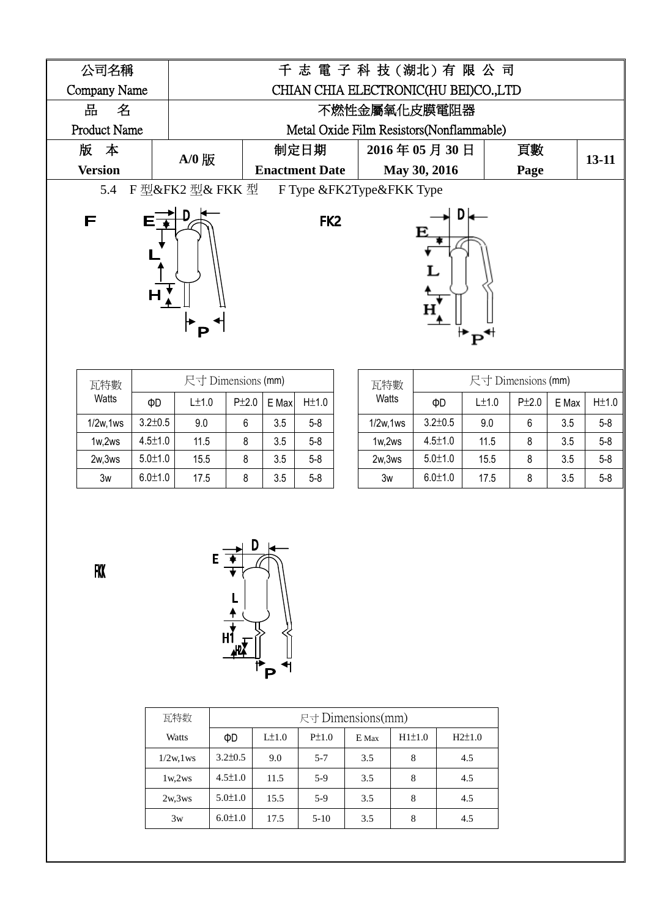| 公司名稱 Company Name | 千 志 電 子 科 技 ( 湖北 ) 有 限 公 司 CHIAN CHIA ELECTRONIC(HU BEI)CO.,LTD | | | | |
|---|---|---|---|---|---|
| 品 名 Product Name | 不燃性金屬氧化皮膜電阻器 Metal Oxide Film Resistors(Nonflammable) | | | | |
| 版 本 **Version** | **A/0 版** | 制定日期 **Enactment Date** | **2016 年 05 月 30 日 May 30, 2016** | 頁數 **Page** | **13-11** |

5.4 F 型&FK2 型& FKK 型 F Type &FK2Type&FKK Type

F

| 瓦特數 Watts | 尺寸 Dimensions (mm) | | | | |
|---|---|---|---|---|---|
| | ΦD | L±1.0 | P±2.0 | E Max | H±1.0 |
| 1/2w,1ws | 3.2±0.5 | 9.0 | 6 | 3.5 | 5-8 |
| 1w,2ws | 4.5±1.0 | 11.5 | 8 | 3.5 | 5-8 |
| 2w,3ws | 5.0±1.0 | 15.5 | 8 | 3.5 | 5-8 |
| 3w | 6.0±1.0 | 17.5 | 8 | 3.5 | 5-8 |

FK2

| 瓦特數 Watts | 尺寸 Dimensions (mm) | | | | |
|---|---|---|---|---|---|
| | ΦD | L±1.0 | P±2.0 | E Max | H±1.0 |
| 1/2w,1ws | 3.2±0.5 | 9.0 | 6 | 3.5 | 5-8 |
| 1w,2ws | 4.5±1.0 | 11.5 | 8 | 3.5 | 5-8 |
| 2w,3ws | 5.0±1.0 | 15.5 | 8 | 3.5 | 5-8 |
| 3w | 6.0±1.0 | 17.5 | 8 | 3.5 | 5-8 |

FKK

| 瓦特数 | 尺寸 Dimensions(mm) | | | | | |
|---|---|---|---|---|---|---|
| Watts | ΦD | L±1.0 | P±1.0 | E Max | H1±1.0 | H2±1.0 |
| 1/2w,1ws | 3.2±0.5 | 9.0 | 5-7 | 3.5 | 8 | 4.5 |
| 1w,2ws | 4.5±1.0 | 11.5 | 5-9 | 3.5 | 8 | 4.5 |
| 2w,3ws | 5.0±1.0 | 15.5 | 5-9 | 3.5 | 8 | 4.5 |
| 3w | 6.0±1.0 | 17.5 | 5-10 | 3.5 | 8 | 4.5 |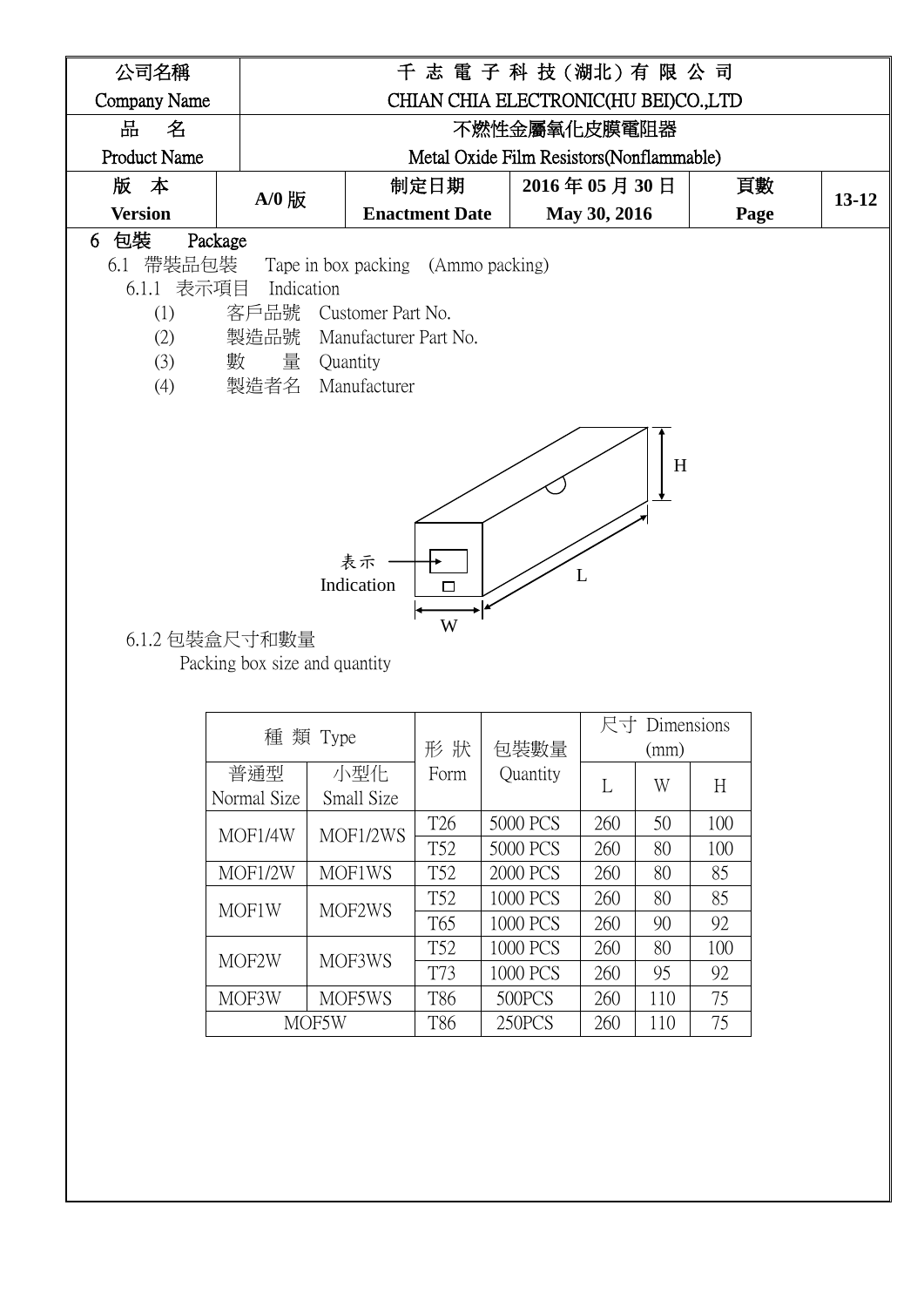| 公司名稱 Company Name | 千志電子科技(湖北)有限公司 CHIAN CHIA ELECTRONIC(HU BEI)CO.,LTD | | | | |
|---|---|---|---|---|---|
| 品 名 Product Name | 不燃性金屬氧化皮膜電阻器 Metal Oxide Film Resistors(Nonflammable) | | | | |
| **版 本 Version** | **A/0 版** | **制定日期 Enactment Date** | **2016 年 05 月 30 日 May 30, 2016** | **頁數 Page** | **13-12** |

## 6 包裝 Package

6.1 帶裝品包裝 Tape in box packing (Ammo packing)

6.1.1 表示項目 Indication

(1) 客戶品號 Customer Part No.

(2) 製造品號 Manufacturer Part No.

(3) 數 量 Quantity

(4) 製造者名 Manufacturer

表示 Indication

H

L

W

6.1.2 包裝盒尺寸和數量

Packing box size and quantity

| 種類 Type 普通型 Normal Size | 小型化 Small Size | 形狀 Form | 包裝數量 Quantity | 尺寸 Dimensions (mm) L | W | H |
|---|---|---|---|---|---|---|
| MOF1/4W | MOF1/2WS | T26 | 5000 PCS | 260 | 50 | 100 |
| | | T52 | 5000 PCS | 260 | 80 | 100 |
| MOF1/2W | MOF1WS | T52 | 2000 PCS | 260 | 80 | 85 |
| MOF1W | MOF2WS | T52 | 1000 PCS | 260 | 80 | 85 |
| | | T65 | 1000 PCS | 260 | 90 | 92 |
| MOF2W | MOF3WS | T52 | 1000 PCS | 260 | 80 | 100 |
| | | T73 | 1000 PCS | 260 | 95 | 92 |
| MOF3W | MOF5WS | T86 | 500PCS | 260 | 110 | 75 |
| MOF5W | | T86 | 250PCS | 260 | 110 | 75 |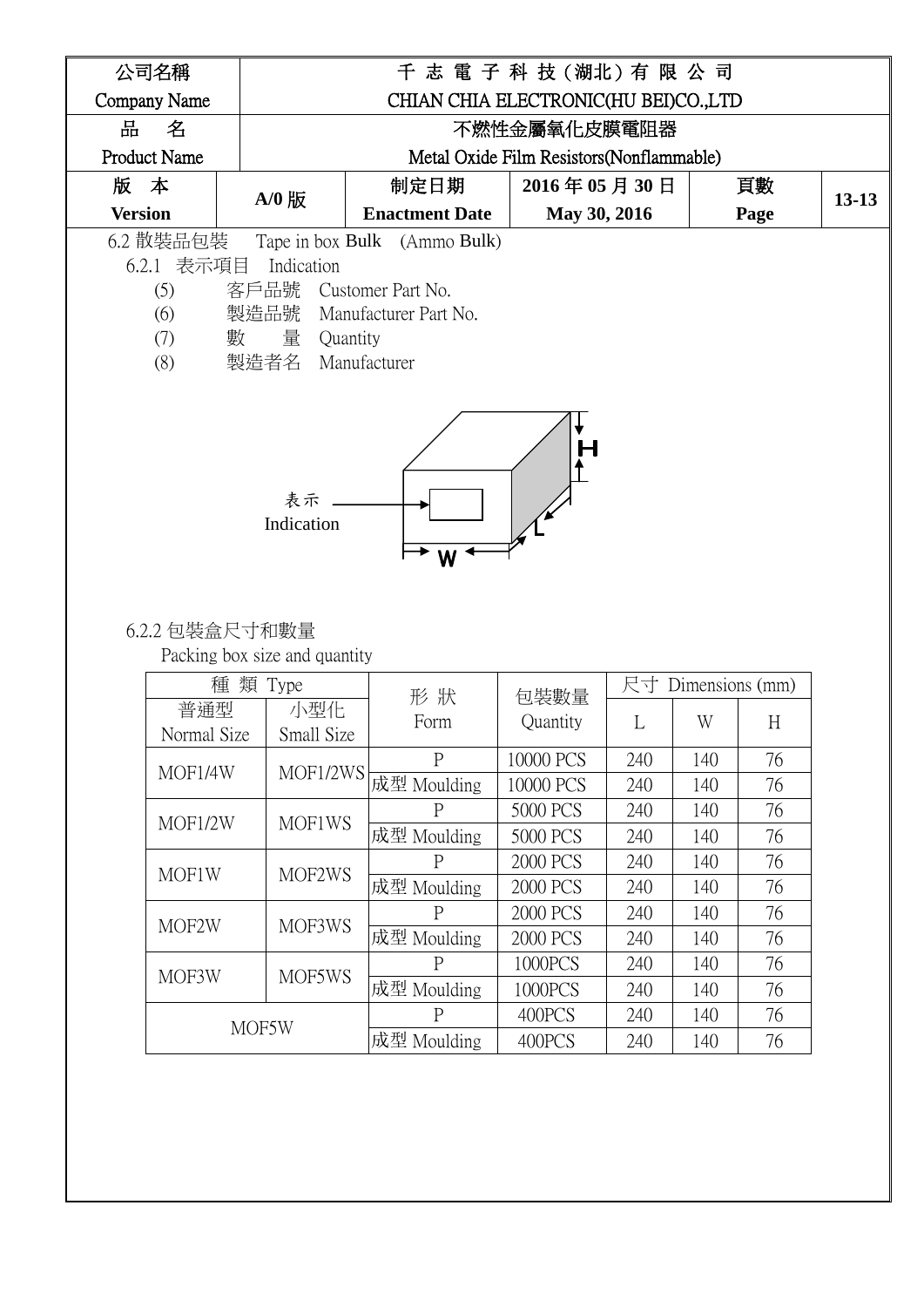| 公司名稱<br>Company Name | 千 志 電 子 科 技 (湖北) 有 限 公 司<br>CHIAN CHIA ELECTRONIC(HU BEI)CO.,LTD | | | | |
|---|---|---|---|---|---|
| 品　名<br>Product Name | 不燃性金屬氧化皮膜電阻器<br>Metal Oxide Film Resistors(Nonflammable) | | | | |
| 版　本<br>**Version** | **A/0 版** | **制定日期**<br>**Enactment Date** | **2016 年 05 月 30 日**<br>**May 30, 2016** | **頁數**<br>**Page** | **13-13** |

6.2 散裝品包裝　Tape in box Bulk　(Ammo Bulk)

6.2.1 表示項目　Indication

(5)　客戶品號　Customer Part No.

(6)　製造品號　Manufacturer Part No.

(7)　數　　量　Quantity

(8)　製造者名　Manufacturer

表示
Indication

H

L

W

6.2.2 包裝盒尺寸和數量

Packing box size and quantity

| 種 類 Type | | 形 狀<br>Form | 包裝數量<br>Quantity | 尺寸 Dimensions (mm) | | |
|---|---|---|---|---|---|---|
| 普通型<br>Normal Size | 小型化<br>Small Size | | | L | W | H |
| MOF1/4W | MOF1/2WS | P | 10000 PCS | 240 | 140 | 76 |
| | | 成型 Moulding | 10000 PCS | 240 | 140 | 76 |
| MOF1/2W | MOF1WS | P | 5000 PCS | 240 | 140 | 76 |
| | | 成型 Moulding | 5000 PCS | 240 | 140 | 76 |
| MOF1W | MOF2WS | P | 2000 PCS | 240 | 140 | 76 |
| | | 成型 Moulding | 2000 PCS | 240 | 140 | 76 |
| MOF2W | MOF3WS | P | 2000 PCS | 240 | 140 | 76 |
| | | 成型 Moulding | 2000 PCS | 240 | 140 | 76 |
| MOF3W | MOF5WS | P | 1000PCS | 240 | 140 | 76 |
| | | 成型 Moulding | 1000PCS | 240 | 140 | 76 |
| MOF5W | | P | 400PCS | 240 | 140 | 76 |
| | | 成型 Moulding | 400PCS | 240 | 140 | 76 |